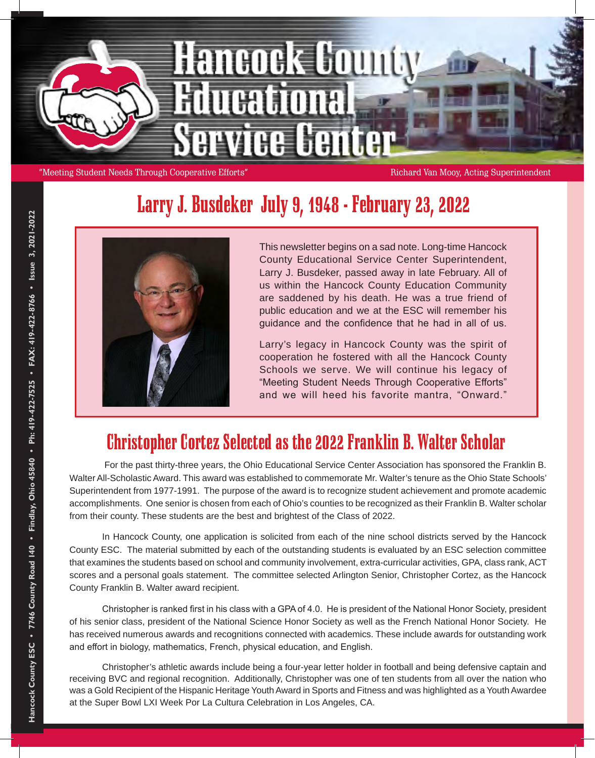# Hancock County Educational Service Center

"Meeting Student Needs Through Cooperative Efforts"

Richard Van Mooy, Acting Superintendent

## Larry J. Busdeker July 9, 1948 - February 23, 2022

This newsletter begins on a sad note. Long-time Hancock County Educational Service Center Superintendent, Larry J. Busdeker, passed away in late February. All of us within the Hancock County Education Community are saddened by his death. He was a true friend of public education and we at the ESC will remember his guidance and the confidence that he had in all of us.

Larry's legacy in Hancock County was the spirit of cooperation he fostered with all the Hancock County Schools we serve. We will continue his legacy of "Meeting Student Needs Through Cooperative Efforts" and we will heed his favorite mantra, "Onward."

## Christopher Cortez Selected as the 2022 Franklin B. Walter Scholar

For the past thirty-three years, the Ohio Educational Service Center Association has sponsored the Franklin B. Walter All-Scholastic Award. This award was established to commemorate Mr. Walter's tenure as the Ohio State Schools' Superintendent from 1977-1991. The purpose of the award is to recognize student achievement and promote academic accomplishments. One senior is chosen from each of Ohio's counties to be recognized as their Franklin B. Walter scholar from their county. These students are the best and brightest of the Class of 2022.

In Hancock County, one application is solicited from each of the nine school districts served by the Hancock County ESC. The material submitted by each of the outstanding students is evaluated by an ESC selection committee that examines the students based on school and community involvement, extra-curricular activities, GPA, class rank, ACT scores and a personal goals statement. The committee selected Arlington Senior, Christopher Cortez, as the Hancock County Franklin B. Walter award recipient.

Christopher is ranked first in his class with a GPA of 4.0. He is president of the National Honor Society, president of his senior class, president of the National Science Honor Society as well as the French National Honor Society. He has received numerous awards and recognitions connected with academics. These include awards for outstanding work and effort in biology, mathematics, French, physical education, and English.

Christopher's athletic awards include being a four-year letter holder in football and being defensive captain and receiving BVC and regional recognition. Additionally, Christopher was one of ten students from all over the nation who was a Gold Recipient of the Hispanic Heritage Youth Award in Sports and Fitness and was highlighted as a Youth Awardee at the Super Bowl LXI Week Por La Cultura Celebration in Los Angeles, CA.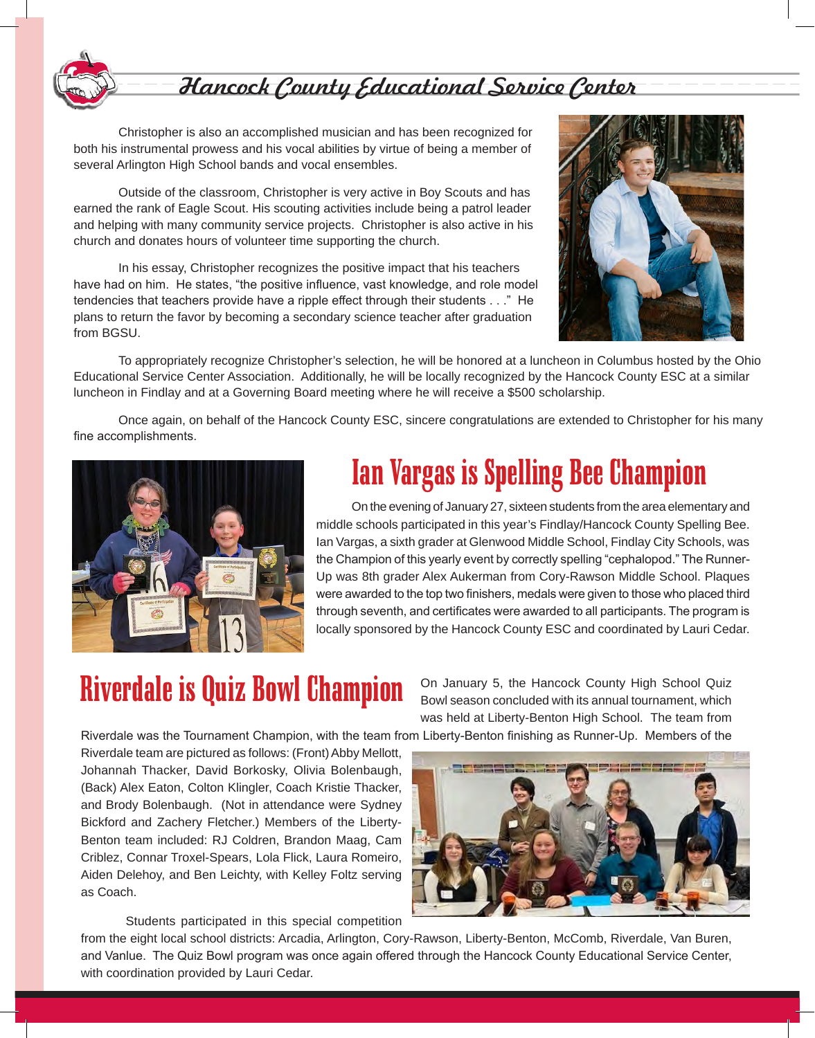Christopher is also an accomplished musician and has been recognized for both his instrumental prowess and his vocal abilities by virtue of being a member of several Arlington High School bands and vocal ensembles.

Outside of the classroom, Christopher is very active in Boy Scouts and has earned the rank of Eagle Scout. His scouting activities include being a patrol leader and helping with many community service projects. Christopher is also active in his church and donates hours of volunteer time supporting the church.

In his essay, Christopher recognizes the positive impact that his teachers have had on him. He states, "the positive influence, vast knowledge, and role model tendencies that teachers provide have a ripple effect through their students . . ." He plans to return the favor by becoming a secondary science teacher after graduation from BGSU.

To appropriately recognize Christopher's selection, he will be honored at a luncheon in Columbus hosted by the Ohio Educational Service Center Association. Additionally, he will be locally recognized by the Hancock County ESC at a similar luncheon in Findlay and at a Governing Board meeting where he will receive a $500 scholarship.

Once again, on behalf of the Hancock County ESC, sincere congratulations are extended to Christopher for his many fine accomplishments.

## Ian Vargas is Spelling Bee Champion

On the evening of January 27, sixteen students from the area elementary and middle schools participated in this year's Findlay/Hancock County Spelling Bee. Ian Vargas, a sixth grader at Glenwood Middle School, Findlay City Schools, was the Champion of this yearly event by correctly spelling "cephalopod." The Runner-Up was 8th grader Alex Aukerman from Cory-Rawson Middle School. Plaques were awarded to the top two finishers, medals were given to those who placed third through seventh, and certificates were awarded to all participants. The program is locally sponsored by the Hancock County ESC and coordinated by Lauri Cedar.

## Riverdale is Quiz Bowl Champion

On January 5, the Hancock County High School Quiz Bowl season concluded with its annual tournament, which was held at Liberty-Benton High School. The team from Riverdale was the Tournament Champion, with the team from Liberty-Benton finishing as Runner-Up. Members of the Riverdale team are pictured as follows: (Front) Abby Mellott, Johannah Thacker, David Borkosky, Olivia Bolenbaugh, (Back) Alex Eaton, Colton Klingler, Coach Kristie Thacker, and Brody Bolenbaugh. (Not in attendance were Sydney Bickford and Zachery Fletcher.) Members of the Liberty-Benton team included: RJ Coldren, Brandon Maag, Cam Criblez, Connar Troxel-Spears, Lola Flick, Laura Romeiro, Aiden Delehoy, and Ben Leichty, with Kelley Foltz serving as Coach.

Students participated in this special competition from the eight local school districts: Arcadia, Arlington, Cory-Rawson, Liberty-Benton, McComb, Riverdale, Van Buren, and Vanlue. The Quiz Bowl program was once again offered through the Hancock County Educational Service Center, with coordination provided by Lauri Cedar.